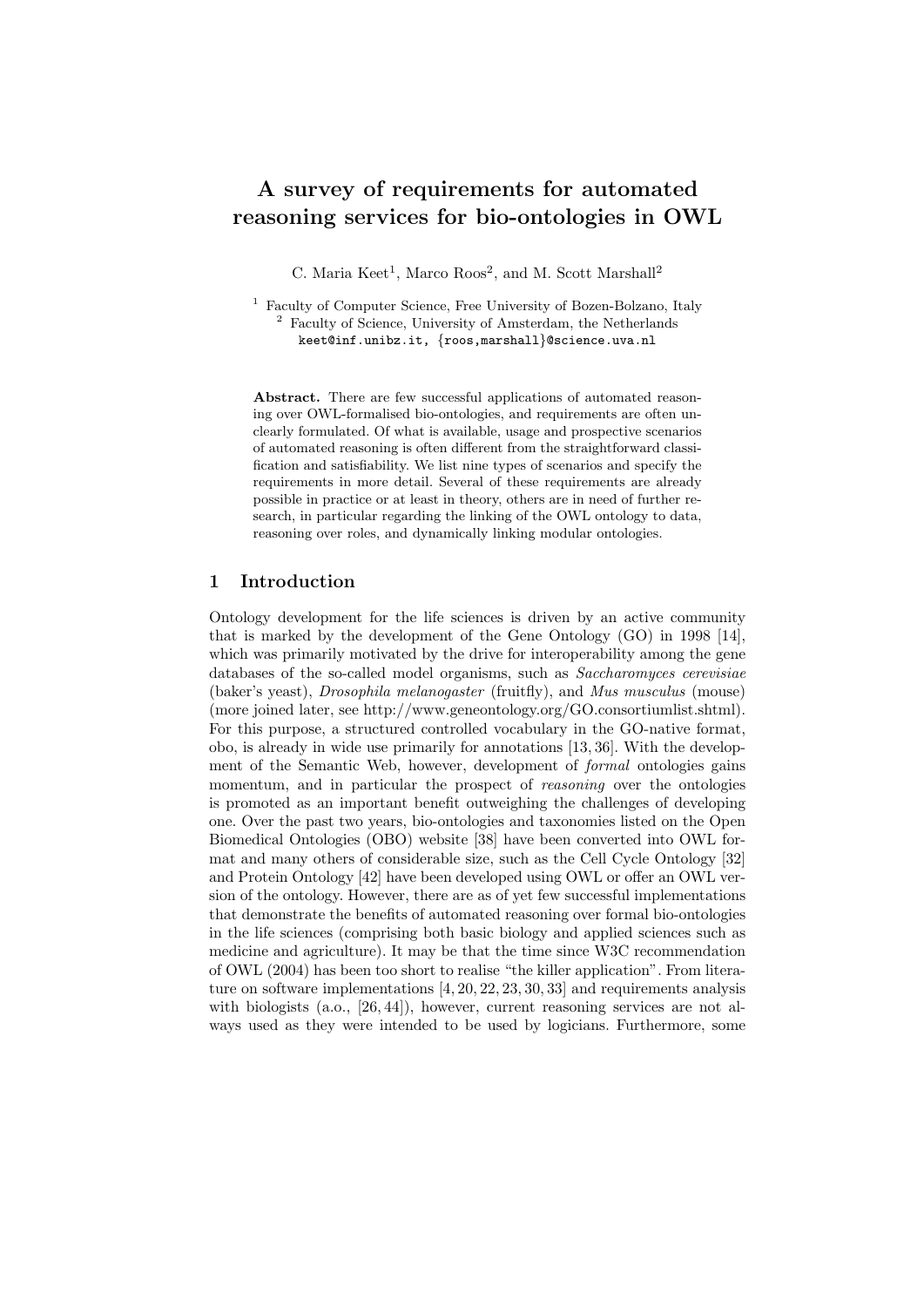# A survey of requirements for automated reasoning services for bio-ontologies in OWL

C. Maria Keet[1], Marco Roos[2], and M. Scott Marshall[2]

[1] Faculty of Computer Science, Free University of Bozen-Bolzano, Italy
[2] Faculty of Science, University of Amsterdam, the Netherlands
keet@inf.unibz.it, {roos,marshall}@science.uva.nl

**Abstract.** There are few successful applications of automated reasoning over OWL-formalised bio-ontologies, and requirements are often unclearly formulated. Of what is available, usage and prospective scenarios of automated reasoning is often different from the straightforward classification and satisfiability. We list nine types of scenarios and specify the requirements in more detail. Several of these requirements are already possible in practice or at least in theory, others are in need of further research, in particular regarding the linking of the OWL ontology to data, reasoning over roles, and dynamically linking modular ontologies.

## 1 Introduction

Ontology development for the life sciences is driven by an active community that is marked by the development of the Gene Ontology (GO) in 1998 [14], which was primarily motivated by the drive for interoperability among the gene databases of the so-called model organisms, such as *Saccharomyces cerevisiae* (baker's yeast), *Drosophila melanogaster* (fruitfly), and *Mus musculus* (mouse) (more joined later, see http://www.geneontology.org/GO.consortiumlist.shtml). For this purpose, a structured controlled vocabulary in the GO-native format, obo, is already in wide use primarily for annotations [13, 36]. With the development of the Semantic Web, however, development of *formal* ontologies gains momentum, and in particular the prospect of *reasoning* over the ontologies is promoted as an important benefit outweighing the challenges of developing one. Over the past two years, bio-ontologies and taxonomies listed on the Open Biomedical Ontologies (OBO) website [38] have been converted into OWL format and many others of considerable size, such as the Cell Cycle Ontology [32] and Protein Ontology [42] have been developed using OWL or offer an OWL version of the ontology. However, there are as of yet few successful implementations that demonstrate the benefits of automated reasoning over formal bio-ontologies in the life sciences (comprising both basic biology and applied sciences such as medicine and agriculture). It may be that the time since W3C recommendation of OWL (2004) has been too short to realise "the killer application". From literature on software implementations [4, 20, 22, 23, 30, 33] and requirements analysis with biologists (a.o., [26, 44]), however, current reasoning services are not always used as they were intended to be used by logicians. Furthermore, some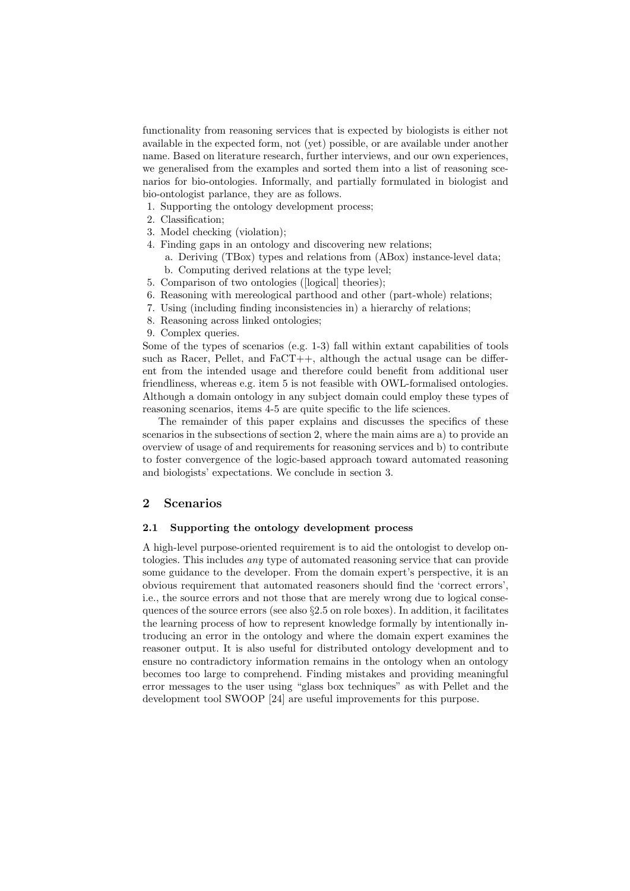functionality from reasoning services that is expected by biologists is either not available in the expected form, not (yet) possible, or are available under another name. Based on literature research, further interviews, and our own experiences, we generalised from the examples and sorted them into a list of reasoning scenarios for bio-ontologies. Informally, and partially formulated in biologist and bio-ontologist parlance, they are as follows.

1. Supporting the ontology development process;
2. Classification;
3. Model checking (violation);
4. Finding gaps in an ontology and discovering new relations;
   a. Deriving (TBox) types and relations from (ABox) instance-level data;
   b. Computing derived relations at the type level;
5. Comparison of two ontologies ([logical] theories);
6. Reasoning with mereological parthood and other (part-whole) relations;
7. Using (including finding inconsistencies in) a hierarchy of relations;
8. Reasoning across linked ontologies;
9. Complex queries.

Some of the types of scenarios (e.g. 1-3) fall within extant capabilities of tools such as Racer, Pellet, and FaCT++, although the actual usage can be different from the intended usage and therefore could benefit from additional user friendliness, whereas e.g. item 5 is not feasible with OWL-formalised ontologies. Although a domain ontology in any subject domain could employ these types of reasoning scenarios, items 4-5 are quite specific to the life sciences.

The remainder of this paper explains and discusses the specifics of these scenarios in the subsections of section 2, where the main aims are a) to provide an overview of usage of and requirements for reasoning services and b) to contribute to foster convergence of the logic-based approach toward automated reasoning and biologists' expectations. We conclude in section 3.

## 2 Scenarios

### 2.1 Supporting the ontology development process

A high-level purpose-oriented requirement is to aid the ontologist to develop ontologies. This includes *any* type of automated reasoning service that can provide some guidance to the developer. From the domain expert's perspective, it is an obvious requirement that automated reasoners should find the 'correct errors', i.e., the source errors and not those that are merely wrong due to logical consequences of the source errors (see also §2.5 on role boxes). In addition, it facilitates the learning process of how to represent knowledge formally by intentionally introducing an error in the ontology and where the domain expert examines the reasoner output. It is also useful for distributed ontology development and to ensure no contradictory information remains in the ontology when an ontology becomes too large to comprehend. Finding mistakes and providing meaningful error messages to the user using "glass box techniques" as with Pellet and the development tool SWOOP [24] are useful improvements for this purpose.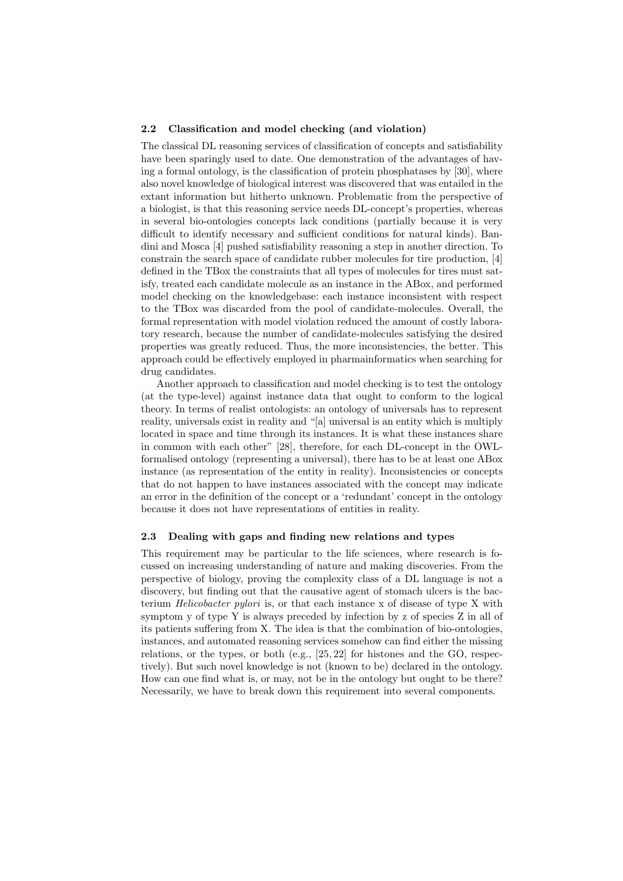### 2.2 Classification and model checking (and violation)

The classical DL reasoning services of classification of concepts and satisfiability have been sparingly used to date. One demonstration of the advantages of having a formal ontology, is the classification of protein phosphatases by [30], where also novel knowledge of biological interest was discovered that was entailed in the extant information but hitherto unknown. Problematic from the perspective of a biologist, is that this reasoning service needs DL-concept's properties, whereas in several bio-ontologies concepts lack conditions (partially because it is very difficult to identify necessary and sufficient conditions for natural kinds). Bandini and Mosca [4] pushed satisfiability reasoning a step in another direction. To constrain the search space of candidate rubber molecules for tire production, [4] defined in the TBox the constraints that all types of molecules for tires must satisfy, treated each candidate molecule as an instance in the ABox, and performed model checking on the knowledgebase: each instance inconsistent with respect to the TBox was discarded from the pool of candidate-molecules. Overall, the formal representation with model violation reduced the amount of costly laboratory research, because the number of candidate-molecules satisfying the desired properties was greatly reduced. Thus, the more inconsistencies, the better. This approach could be effectively employed in pharmainformatics when searching for drug candidates.

Another approach to classification and model checking is to test the ontology (at the type-level) against instance data that ought to conform to the logical theory. In terms of realist ontologists: an ontology of universals has to represent reality, universals exist in reality and "[a] universal is an entity which is multiply located in space and time through its instances. It is what these instances share in common with each other" [28], therefore, for each DL-concept in the OWL-formalised ontology (representing a universal), there has to be at least one ABox instance (as representation of the entity in reality). Inconsistencies or concepts that do not happen to have instances associated with the concept may indicate an error in the definition of the concept or a 'redundant' concept in the ontology because it does not have representations of entities in reality.

### 2.3 Dealing with gaps and finding new relations and types

This requirement may be particular to the life sciences, where research is focussed on increasing understanding of nature and making discoveries. From the perspective of biology, proving the complexity class of a DL language is not a discovery, but finding out that the causative agent of stomach ulcers is the bacterium *Helicobacter pylori* is, or that each instance x of disease of type X with symptom y of type Y is always preceded by infection by z of species Z in all of its patients suffering from X. The idea is that the combination of bio-ontologies, instances, and automated reasoning services somehow can find either the missing relations, or the types, or both (e.g., [25, 22] for histones and the GO, respectively). But such novel knowledge is not (known to be) declared in the ontology. How can one find what is, or may, not be in the ontology but ought to be there? Necessarily, we have to break down this requirement into several components.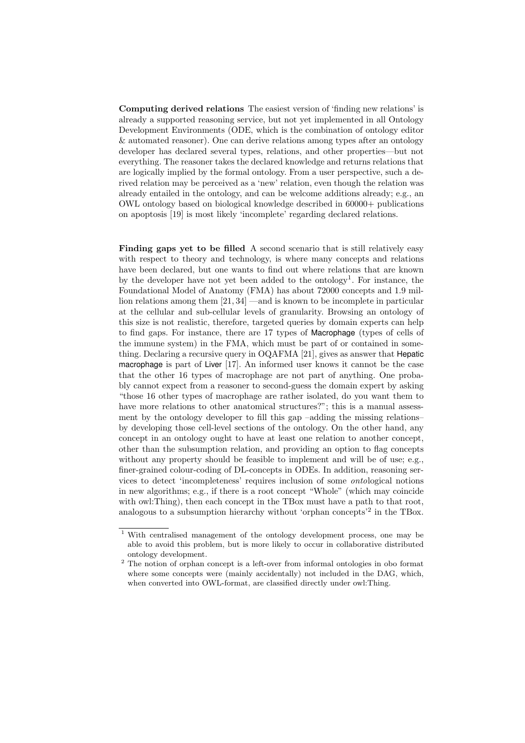**Computing derived relations** The easiest version of 'finding new relations' is already a supported reasoning service, but not yet implemented in all Ontology Development Environments (ODE, which is the combination of ontology editor & automated reasoner). One can derive relations among types after an ontology developer has declared several types, relations, and other properties—but not everything. The reasoner takes the declared knowledge and returns relations that are logically implied by the formal ontology. From a user perspective, such a derived relation may be perceived as a 'new' relation, even though the relation was already entailed in the ontology, and can be welcome additions already; e.g., an OWL ontology based on biological knowledge described in 60000+ publications on apoptosis [19] is most likely 'incomplete' regarding declared relations.

**Finding gaps yet to be filled** A second scenario that is still relatively easy with respect to theory and technology, is where many concepts and relations have been declared, but one wants to find out where relations that are known by the developer have not yet been added to the ontology[1]. For instance, the Foundational Model of Anatomy (FMA) has about 72000 concepts and 1.9 million relations among them [21, 34] —and is known to be incomplete in particular at the cellular and sub-cellular levels of granularity. Browsing an ontology of this size is not realistic, therefore, targeted queries by domain experts can help to find gaps. For instance, there are 17 types of Macrophage (types of cells of the immune system) in the FMA, which must be part of or contained in something. Declaring a recursive query in OQAFMA [21], gives as answer that Hepatic macrophage is part of Liver [17]. An informed user knows it cannot be the case that the other 16 types of macrophage are not part of anything. One probably cannot expect from a reasoner to second-guess the domain expert by asking "those 16 other types of macrophage are rather isolated, do you want them to have more relations to other anatomical structures?"; this is a manual assessment by the ontology developer to fill this gap –adding the missing relations– by developing those cell-level sections of the ontology. On the other hand, any concept in an ontology ought to have at least one relation to another concept, other than the subsumption relation, and providing an option to flag concepts without any property should be feasible to implement and will be of use; e.g., finer-grained colour-coding of DL-concepts in ODEs. In addition, reasoning services to detect 'incompleteness' requires inclusion of some *onto*logical notions in new algorithms; e.g., if there is a root concept "Whole" (which may coincide with owl:Thing), then each concept in the TBox must have a path to that root, analogous to a subsumption hierarchy without 'orphan concepts'[2] in the TBox.

[1] With centralised management of the ontology development process, one may be able to avoid this problem, but is more likely to occur in collaborative distributed ontology development.

[2] The notion of orphan concept is a left-over from informal ontologies in obo format where some concepts were (mainly accidentally) not included in the DAG, which, when converted into OWL-format, are classified directly under owl:Thing.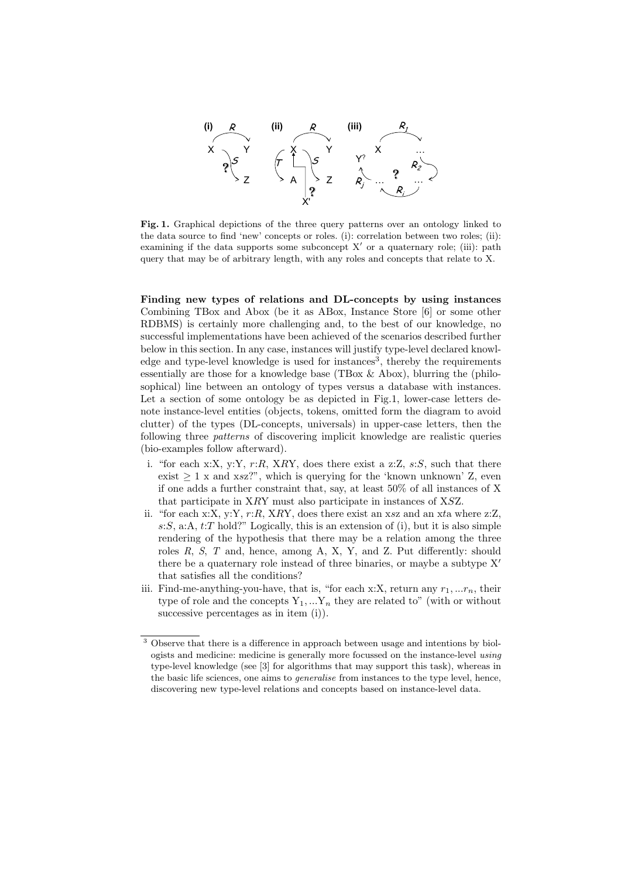**Fig. 1.** Graphical depictions of the three query patterns over an ontology linked to the data source to find 'new' concepts or roles. (i): correlation between two roles; (ii): examining if the data supports some subconcept X′ or a quaternary role; (iii): path query that may be of arbitrary length, with any roles and concepts that relate to X.

**Finding new types of relations and DL-concepts by using instances** Combining TBox and Abox (be it as ABox, Instance Store [6] or some other RDBMS) is certainly more challenging and, to the best of our knowledge, no successful implementations have been achieved of the scenarios described further below in this section. In any case, instances will justify type-level declared knowledge and type-level knowledge is used for instances[3], thereby the requirements essentially are those for a knowledge base (TBox & Abox), blurring the (philosophical) line between an ontology of types versus a database with instances. Let a section of some ontology be as depicted in Fig.1, lower-case letters denote instance-level entities (objects, tokens, omitted form the diagram to avoid clutter) of the types (DL-concepts, universals) in upper-case letters, then the following three *patterns* of discovering implicit knowledge are realistic queries (bio-examples follow afterward).

i. "for each x:X, y:Y, $r$:$R$, X$R$Y, does there exist a z:Z, $s$:$S$, such that there exist ≥ 1 x and x$s$z?", which is querying for the 'known unknown' Z, even if one adds a further constraint that, say, at least 50% of all instances of X that participate in X$R$Y must also participate in instances of X$S$Z.
ii. "for each x:X, y:Y, $r$:$R$, X$R$Y, does there exist an x$s$z and an x$t$a where z:Z, $s$:$S$, a:A, $t$:$T$ hold?" Logically, this is an extension of (i), but it is also simple rendering of the hypothesis that there may be a relation among the three roles $R$, $S$, $T$ and, hence, among A, X, Y, and Z. Put differently: should there be a quaternary role instead of three binaries, or maybe a subtype X′ that satisfies all the conditions?
iii. Find-me-anything-you-have, that is, "for each x:X, return any $r_1, ...r_n$, their type of role and the concepts $\mathrm{Y}_1, ...\mathrm{Y}_n$ they are related to" (with or without successive percentages as in item (i)).

[3] Observe that there is a difference in approach between usage and intentions by biologists and medicine: medicine is generally more focussed on the instance-level *using* type-level knowledge (see [3] for algorithms that may support this task), whereas in the basic life sciences, one aims to *generalise* from instances to the type level, hence, discovering new type-level relations and concepts based on instance-level data.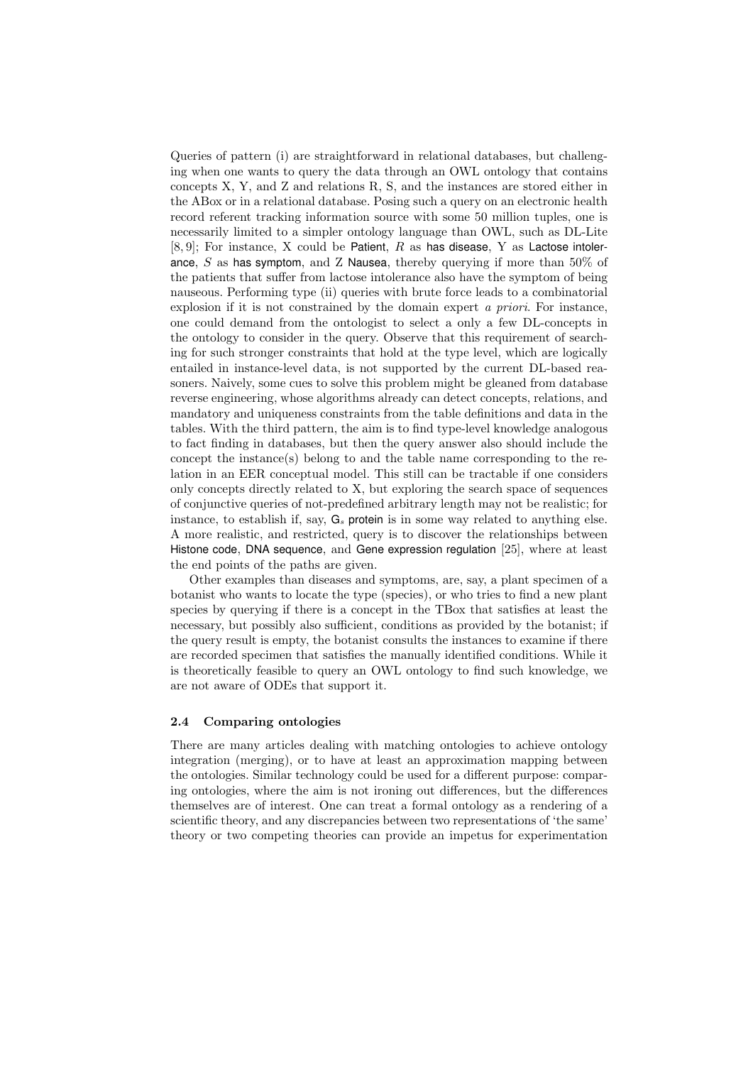Queries of pattern (i) are straightforward in relational databases, but challenging when one wants to query the data through an OWL ontology that contains concepts X, Y, and Z and relations R, S, and the instances are stored either in the ABox or in a relational database. Posing such a query on an electronic health record referent tracking information source with some 50 million tuples, one is necessarily limited to a simpler ontology language than OWL, such as DL-Lite [8, 9]; For instance, X could be Patient, $R$ as has disease, Y as Lactose intolerance, $S$ as has symptom, and Z Nausea, thereby querying if more than 50% of the patients that suffer from lactose intolerance also have the symptom of being nauseous. Performing type (ii) queries with brute force leads to a combinatorial explosion if it is not constrained by the domain expert *a priori*. For instance, one could demand from the ontologist to select a only a few DL-concepts in the ontology to consider in the query. Observe that this requirement of searching for such stronger constraints that hold at the type level, which are logically entailed in instance-level data, is not supported by the current DL-based reasoners. Naively, some cues to solve this problem might be gleaned from database reverse engineering, whose algorithms already can detect concepts, relations, and mandatory and uniqueness constraints from the table definitions and data in the tables. With the third pattern, the aim is to find type-level knowledge analogous to fact finding in databases, but then the query answer also should include the concept the instance(s) belong to and the table name corresponding to the relation in an EER conceptual model. This still can be tractable if one considers only concepts directly related to X, but exploring the search space of sequences of conjunctive queries of not-predefined arbitrary length may not be realistic; for instance, to establish if, say, $G_s$ protein is in some way related to anything else. A more realistic, and restricted, query is to discover the relationships between Histone code, DNA sequence, and Gene expression regulation [25], where at least the end points of the paths are given.

Other examples than diseases and symptoms, are, say, a plant specimen of a botanist who wants to locate the type (species), or who tries to find a new plant species by querying if there is a concept in the TBox that satisfies at least the necessary, but possibly also sufficient, conditions as provided by the botanist; if the query result is empty, the botanist consults the instances to examine if there are recorded specimen that satisfies the manually identified conditions. While it is theoretically feasible to query an OWL ontology to find such knowledge, we are not aware of ODEs that support it.

### 2.4 Comparing ontologies

There are many articles dealing with matching ontologies to achieve ontology integration (merging), or to have at least an approximation mapping between the ontologies. Similar technology could be used for a different purpose: comparing ontologies, where the aim is not ironing out differences, but the differences themselves are of interest. One can treat a formal ontology as a rendering of a scientific theory, and any discrepancies between two representations of 'the same' theory or two competing theories can provide an impetus for experimentation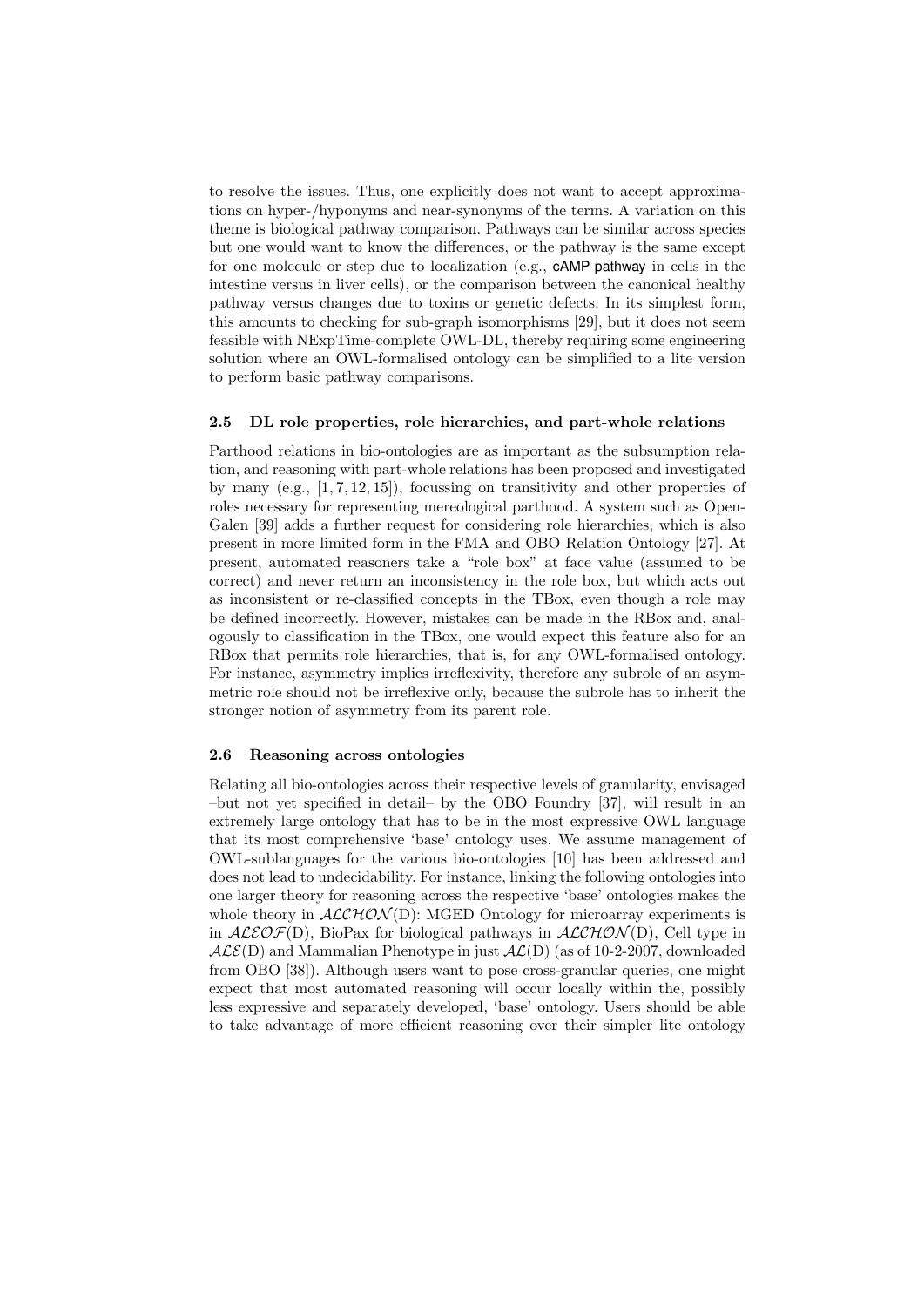to resolve the issues. Thus, one explicitly does not want to accept approximations on hyper-/hyponyms and near-synonyms of the terms. A variation on this theme is biological pathway comparison. Pathways can be similar across species but one would want to know the differences, or the pathway is the same except for one molecule or step due to localization (e.g., cAMP pathway in cells in the intestine versus in liver cells), or the comparison between the canonical healthy pathway versus changes due to toxins or genetic defects. In its simplest form, this amounts to checking for sub-graph isomorphisms [29], but it does not seem feasible with NExpTime-complete OWL-DL, thereby requiring some engineering solution where an OWL-formalised ontology can be simplified to a lite version to perform basic pathway comparisons.

### 2.5 DL role properties, role hierarchies, and part-whole relations

Parthood relations in bio-ontologies are as important as the subsumption relation, and reasoning with part-whole relations has been proposed and investigated by many (e.g., [1, 7, 12, 15]), focussing on transitivity and other properties of roles necessary for representing mereological parthood. A system such as OpenGalen [39] adds a further request for considering role hierarchies, which is also present in more limited form in the FMA and OBO Relation Ontology [27]. At present, automated reasoners take a "role box" at face value (assumed to be correct) and never return an inconsistency in the role box, but which acts out as inconsistent or re-classified concepts in the TBox, even though a role may be defined incorrectly. However, mistakes can be made in the RBox and, analogously to classification in the TBox, one would expect this feature also for an RBox that permits role hierarchies, that is, for any OWL-formalised ontology. For instance, asymmetry implies irreflexivity, therefore any subrole of an asymmetric role should not be irreflexive only, because the subrole has to inherit the stronger notion of asymmetry from its parent role.

### 2.6 Reasoning across ontologies

Relating all bio-ontologies across their respective levels of granularity, envisaged –but not yet specified in detail– by the OBO Foundry [37], will result in an extremely large ontology that has to be in the most expressive OWL language that its most comprehensive 'base' ontology uses. We assume management of OWL-sublanguages for the various bio-ontologies [10] has been addressed and does not lead to undecidability. For instance, linking the following ontologies into one larger theory for reasoning across the respective 'base' ontologies makes the whole theory in $\mathcal{ALCHON}$(D): MGED Ontology for microarray experiments is in $\mathcal{ALEOF}$(D), BioPax for biological pathways in $\mathcal{ALCHON}$(D), Cell type in $\mathcal{ALE}$(D) and Mammalian Phenotype in just $\mathcal{AL}$(D) (as of 10-2-2007, downloaded from OBO [38]). Although users want to pose cross-granular queries, one might expect that most automated reasoning will occur locally within the, possibly less expressive and separately developed, 'base' ontology. Users should be able to take advantage of more efficient reasoning over their simpler lite ontology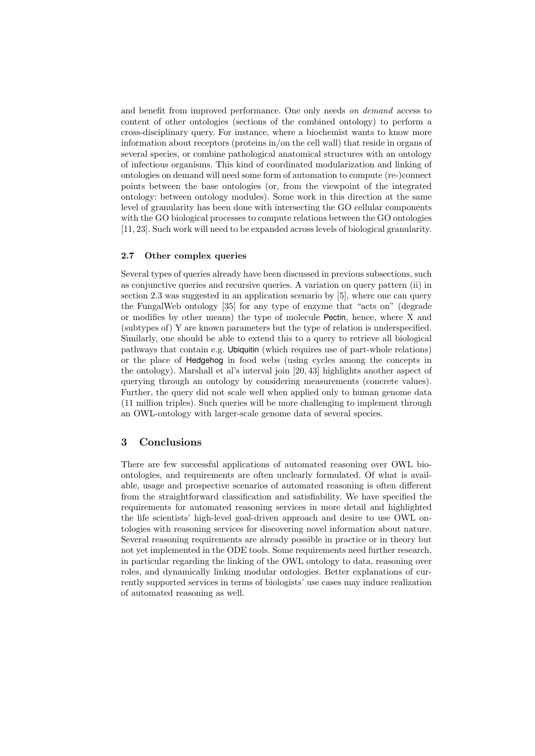and benefit from improved performance. One only needs *on demand* access to content of other ontologies (sections of the combined ontology) to perform a cross-disciplinary query. For instance, where a biochemist wants to know more information about receptors (proteins in/on the cell wall) that reside in organs of several species, or combine pathological anatomical structures with an ontology of infectious organisms. This kind of coordinated modularization and linking of ontologies on demand will need some form of automation to compute (re-)connect points between the base ontologies (or, from the viewpoint of the integrated ontology: between ontology modules). Some work in this direction at the same level of granularity has been done with intersecting the GO cellular components with the GO biological processes to compute relations between the GO ontologies [11, 23]. Such work will need to be expanded across levels of biological granularity.

### 2.7 Other complex queries

Several types of queries already have been discussed in previous subsections, such as conjunctive queries and recursive queries. A variation on query pattern (ii) in section 2.3 was suggested in an application scenario by [5], where one can query the FungalWeb ontology [35] for any type of enzyme that "acts on" (degrade or modifies by other means) the type of molecule Pectin, hence, where X and (subtypes of) Y are known parameters but the type of relation is underspecified. Similarly, one should be able to extend this to a query to retrieve all biological pathways that contain e.g. Ubiquitin (which requires use of part-whole relations) or the place of Hedgehog in food webs (using cycles among the concepts in the ontology). Marshall et al's interval join [20, 43] highlights another aspect of querying through an ontology by considering measurements (concrete values). Further, the query did not scale well when applied only to human genome data (11 million triples). Such queries will be more challenging to implement through an OWL-ontology with larger-scale genome data of several species.

## 3 Conclusions

There are few successful applications of automated reasoning over OWL bio-ontologies, and requirements are often unclearly formulated. Of what is available, usage and prospective scenarios of automated reasoning is often different from the straightforward classification and satisfiability. We have specified the requirements for automated reasoning services in more detail and highlighted the life scientists' high-level goal-driven approach and desire to use OWL ontologies with reasoning services for discovering novel information about nature. Several reasoning requirements are already possible in practice or in theory but not yet implemented in the ODE tools. Some requirements need further research, in particular regarding the linking of the OWL ontology to data, reasoning over roles, and dynamically linking modular ontologies. Better explanations of currently supported services in terms of biologists' use cases may induce realization of automated reasoning as well.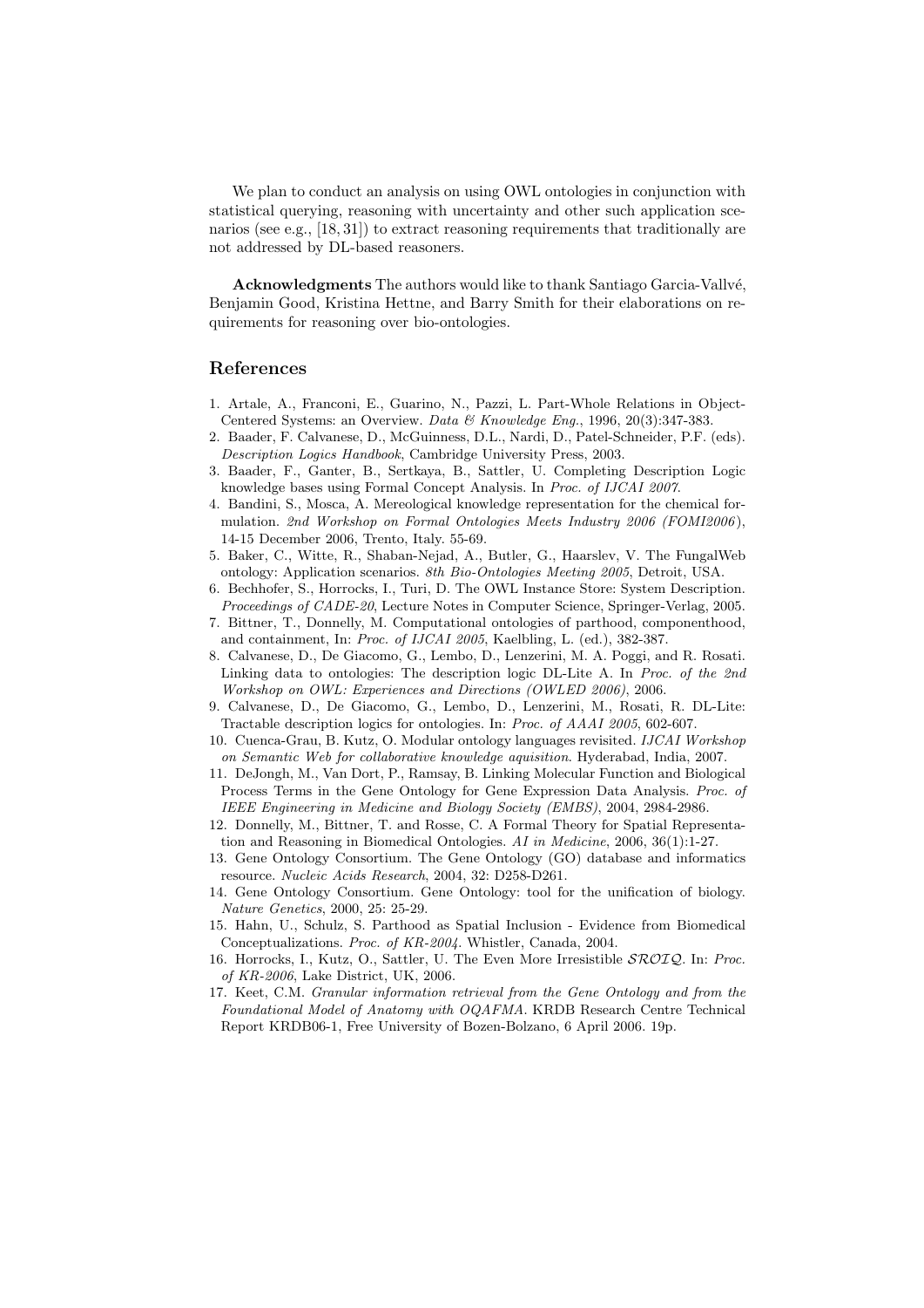We plan to conduct an analysis on using OWL ontologies in conjunction with statistical querying, reasoning with uncertainty and other such application scenarios (see e.g., [18, 31]) to extract reasoning requirements that traditionally are not addressed by DL-based reasoners.

**Acknowledgments** The authors would like to thank Santiago Garcia-Vallvé, Benjamin Good, Kristina Hettne, and Barry Smith for their elaborations on requirements for reasoning over bio-ontologies.

## References

1. Artale, A., Franconi, E., Guarino, N., Pazzi, L. Part-Whole Relations in Object-Centered Systems: an Overview. *Data & Knowledge Eng.*, 1996, 20(3):347-383.
2. Baader, F. Calvanese, D., McGuinness, D.L., Nardi, D., Patel-Schneider, P.F. (eds). *Description Logics Handbook*, Cambridge University Press, 2003.
3. Baader, F., Ganter, B., Sertkaya, B., Sattler, U. Completing Description Logic knowledge bases using Formal Concept Analysis. In *Proc. of IJCAI 2007*.
4. Bandini, S., Mosca, A. Mereological knowledge representation for the chemical formulation. *2nd Workshop on Formal Ontologies Meets Industry 2006 (FOMI2006)*, 14-15 December 2006, Trento, Italy. 55-69.
5. Baker, C., Witte, R., Shaban-Nejad, A., Butler, G., Haarslev, V. The FungalWeb ontology: Application scenarios. *8th Bio-Ontologies Meeting 2005*, Detroit, USA.
6. Bechhofer, S., Horrocks, I., Turi, D. The OWL Instance Store: System Description. *Proceedings of CADE-20*, Lecture Notes in Computer Science, Springer-Verlag, 2005.
7. Bittner, T., Donnelly, M. Computational ontologies of parthood, componenthood, and containment, In: *Proc. of IJCAI 2005*, Kaelbling, L. (ed.), 382-387.
8. Calvanese, D., De Giacomo, G., Lembo, D., Lenzerini, M. A. Poggi, and R. Rosati. Linking data to ontologies: The description logic DL-Lite A. In *Proc. of the 2nd Workshop on OWL: Experiences and Directions (OWLED 2006)*, 2006.
9. Calvanese, D., De Giacomo, G., Lembo, D., Lenzerini, M., Rosati, R. DL-Lite: Tractable description logics for ontologies. In: *Proc. of AAAI 2005*, 602-607.
10. Cuenca-Grau, B. Kutz, O. Modular ontology languages revisited. *IJCAI Workshop on Semantic Web for collaborative knowledge aquisition*. Hyderabad, India, 2007.
11. DeJongh, M., Van Dort, P., Ramsay, B. Linking Molecular Function and Biological Process Terms in the Gene Ontology for Gene Expression Data Analysis. *Proc. of IEEE Engineering in Medicine and Biology Society (EMBS)*, 2004, 2984-2986.
12. Donnelly, M., Bittner, T. and Rosse, C. A Formal Theory for Spatial Representation and Reasoning in Biomedical Ontologies. *AI in Medicine*, 2006, 36(1):1-27.
13. Gene Ontology Consortium. The Gene Ontology (GO) database and informatics resource. *Nucleic Acids Research*, 2004, 32: D258-D261.
14. Gene Ontology Consortium. Gene Ontology: tool for the unification of biology. *Nature Genetics*, 2000, 25: 25-29.
15. Hahn, U., Schulz, S. Parthood as Spatial Inclusion - Evidence from Biomedical Conceptualizations. *Proc. of KR-2004*. Whistler, Canada, 2004.
16. Horrocks, I., Kutz, O., Sattler, U. The Even More Irresistible $\mathcal{SROIQ}$. In: *Proc. of KR-2006*, Lake District, UK, 2006.
17. Keet, C.M. *Granular information retrieval from the Gene Ontology and from the Foundational Model of Anatomy with OQAFMA*. KRDB Research Centre Technical Report KRDB06-1, Free University of Bozen-Bolzano, 6 April 2006. 19p.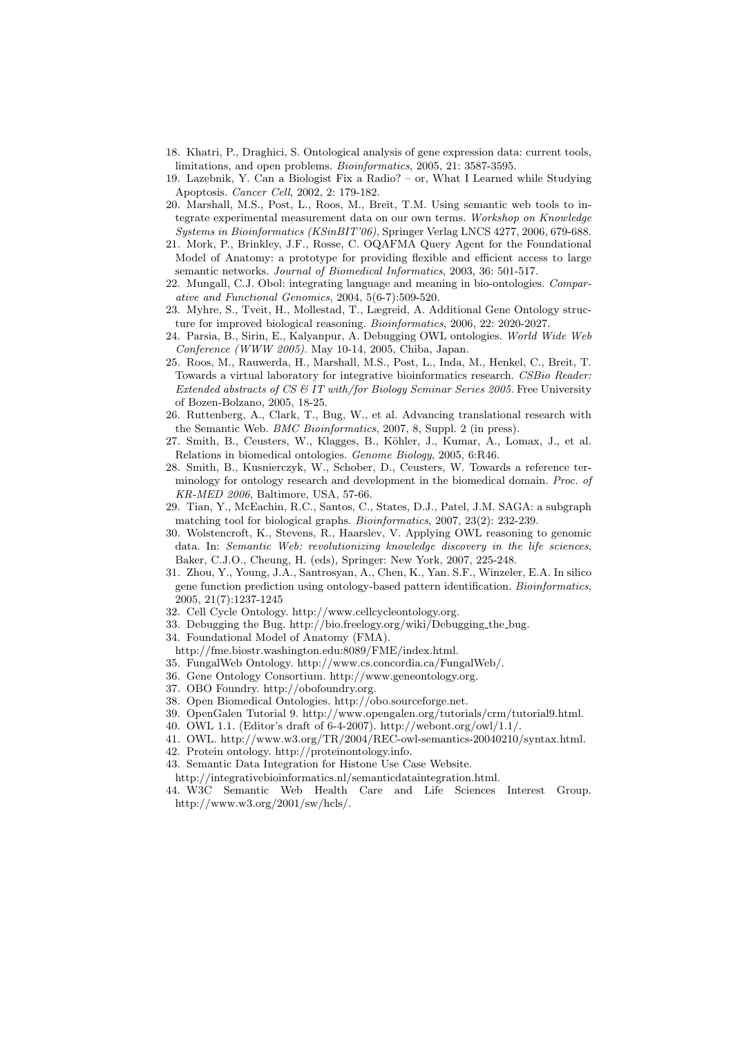18. Khatri, P., Draghici, S. Ontological analysis of gene expression data: current tools, limitations, and open problems. *Bioinformatics*, 2005, 21: 3587-3595.
19. Lazebnik, Y. Can a Biologist Fix a Radio? – or, What I Learned while Studying Apoptosis. *Cancer Cell*, 2002, 2: 179-182.
20. Marshall, M.S., Post, L., Roos, M., Breit, T.M. Using semantic web tools to integrate experimental measurement data on our own terms. *Workshop on Knowledge Systems in Bioinformatics (KSinBIT'06)*, Springer Verlag LNCS 4277, 2006, 679-688.
21. Mork, P., Brinkley, J.F., Rosse, C. OQAFMA Query Agent for the Foundational Model of Anatomy: a prototype for providing flexible and efficient access to large semantic networks. *Journal of Biomedical Informatics*, 2003, 36: 501-517.
22. Mungall, C.J. Obol: integrating language and meaning in bio-ontologies. *Comparative and Functional Genomics*, 2004, 5(6-7):509-520.
23. Myhre, S., Tveit, H., Mollestad, T., Lægreid, A. Additional Gene Ontology structure for improved biological reasoning. *Bioinformatics*, 2006, 22: 2020-2027.
24. Parsia, B., Sirin, E., Kalyanpur, A. Debugging OWL ontologies. *World Wide Web Conference (WWW 2005)*. May 10-14, 2005, Chiba, Japan.
25. Roos, M., Rauwerda, H., Marshall, M.S., Post, L., Inda, M., Henkel, C., Breit, T. Towards a virtual laboratory for integrative bioinformatics research. *CSBio Reader: Extended abstracts of CS & IT with/for Biology Seminar Series 2005*. Free University of Bozen-Bolzano, 2005, 18-25.
26. Ruttenberg, A., Clark, T., Bug, W., et al. Advancing translational research with the Semantic Web. *BMC Bioinformatics*, 2007, 8, Suppl. 2 (in press).
27. Smith, B., Ceusters, W., Klagges, B., Köhler, J., Kumar, A., Lomax, J., et al. Relations in biomedical ontologies. *Genome Biology*, 2005, 6:R46.
28. Smith, B., Kusnierczyk, W., Schober, D., Ceusters, W. Towards a reference terminology for ontology research and development in the biomedical domain. *Proc. of KR-MED 2006*, Baltimore, USA, 57-66.
29. Tian, Y., McEachin, R.C., Santos, C., States, D.J., Patel, J.M. SAGA: a subgraph matching tool for biological graphs. *Bioinformatics*, 2007, 23(2): 232-239.
30. Wolstencroft, K., Stevens, R., Haarslev, V. Applying OWL reasoning to genomic data. In: *Semantic Web: revolutionizing knowledge discovery in the life sciences*, Baker, C.J.O., Cheung, H. (eds), Springer: New York, 2007, 225-248.
31. Zhou, Y., Young, J.A., Santrosyan, A., Chen, K., Yan. S.F., Winzeler, E.A. In silico gene function prediction using ontology-based pattern identification. *Bioinformatics*, 2005, 21(7):1237-1245
32. Cell Cycle Ontology. http://www.cellcycleontology.org.
33. Debugging the Bug. http://bio.freelogy.org/wiki/Debugging_the_bug.
34. Foundational Model of Anatomy (FMA). http://fme.biostr.washington.edu:8089/FME/index.html.
35. FungalWeb Ontology. http://www.cs.concordia.ca/FungalWeb/.
36. Gene Ontology Consortium. http://www.geneontology.org.
37. OBO Foundry. http://obofoundry.org.
38. Open Biomedical Ontologies. http://obo.sourceforge.net.
39. OpenGalen Tutorial 9. http://www.opengalen.org/tutorials/crm/tutorial9.html.
40. OWL 1.1. (Editor's draft of 6-4-2007). http://webont.org/owl/1.1/.
41. OWL. http://www.w3.org/TR/2004/REC-owl-semantics-20040210/syntax.html.
42. Protein ontology. http://proteinontology.info.
43. Semantic Data Integration for Histone Use Case Website. http://integrativebioinformatics.nl/semanticdataintegration.html.
44. W3C Semantic Web Health Care and Life Sciences Interest Group. http://www.w3.org/2001/sw/hcls/.